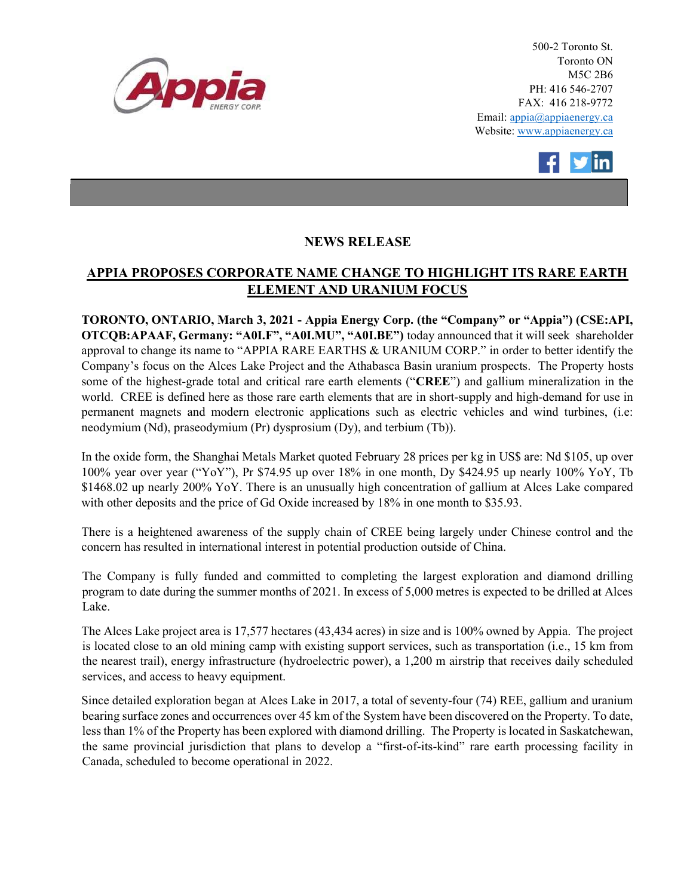500-2 Toronto St.
Toronto ON
M5C 2B6
PH: 416 546-2707
FAX: 416 218-9772
Email: appia@appiaenergy.ca
Website: www.appiaenergy.ca

## NEWS RELEASE

## APPIA PROPOSES CORPORATE NAME CHANGE TO HIGHLIGHT ITS RARE EARTH ELEMENT AND URANIUM FOCUS

**TORONTO, ONTARIO, March 3, 2021 - Appia Energy Corp. (the "Company" or "Appia") (CSE:API, OTCQB:APAAF, Germany: "A0I.F", "A0I.MU", "A0I.BE")** today announced that it will seek shareholder approval to change its name to "APPIA RARE EARTHS & URANIUM CORP." in order to better identify the Company's focus on the Alces Lake Project and the Athabasca Basin uranium prospects. The Property hosts some of the highest-grade total and critical rare earth elements ("**CREE**") and gallium mineralization in the world. CREE is defined here as those rare earth elements that are in short-supply and high-demand for use in permanent magnets and modern electronic applications such as electric vehicles and wind turbines, (i.e: neodymium (Nd), praseodymium (Pr) dysprosium (Dy), and terbium (Tb)).

In the oxide form, the Shanghai Metals Market quoted February 28 prices per kg in US$ are: Nd $105, up over 100% year over year ("YoY"), Pr $74.95 up over 18% in one month, Dy $424.95 up nearly 100% YoY, Tb $1468.02 up nearly 200% YoY. There is an unusually high concentration of gallium at Alces Lake compared with other deposits and the price of Gd Oxide increased by 18% in one month to $35.93.

There is a heightened awareness of the supply chain of CREE being largely under Chinese control and the concern has resulted in international interest in potential production outside of China.

The Company is fully funded and committed to completing the largest exploration and diamond drilling program to date during the summer months of 2021. In excess of 5,000 metres is expected to be drilled at Alces Lake.

The Alces Lake project area is 17,577 hectares (43,434 acres) in size and is 100% owned by Appia. The project is located close to an old mining camp with existing support services, such as transportation (i.e., 15 km from the nearest trail), energy infrastructure (hydroelectric power), a 1,200 m airstrip that receives daily scheduled services, and access to heavy equipment.

Since detailed exploration began at Alces Lake in 2017, a total of seventy-four (74) REE, gallium and uranium bearing surface zones and occurrences over 45 km of the System have been discovered on the Property. To date, less than 1% of the Property has been explored with diamond drilling. The Property is located in Saskatchewan, the same provincial jurisdiction that plans to develop a "first-of-its-kind" rare earth processing facility in Canada, scheduled to become operational in 2022.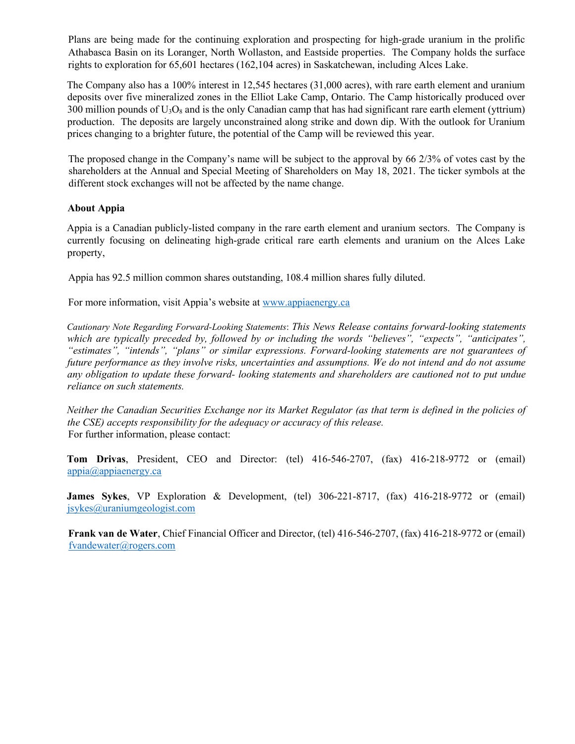Plans are being made for the continuing exploration and prospecting for high-grade uranium in the prolific Athabasca Basin on its Loranger, North Wollaston, and Eastside properties. The Company holds the surface rights to exploration for 65,601 hectares (162,104 acres) in Saskatchewan, including Alces Lake.

The Company also has a 100% interest in 12,545 hectares (31,000 acres), with rare earth element and uranium deposits over five mineralized zones in the Elliot Lake Camp, Ontario. The Camp historically produced over 300 million pounds of $U_3O_8$ and is the only Canadian camp that has had significant rare earth element (yttrium) production. The deposits are largely unconstrained along strike and down dip. With the outlook for Uranium prices changing to a brighter future, the potential of the Camp will be reviewed this year.

The proposed change in the Company's name will be subject to the approval by 66 2/3% of votes cast by the shareholders at the Annual and Special Meeting of Shareholders on May 18, 2021. The ticker symbols at the different stock exchanges will not be affected by the name change.

**About Appia**

Appia is a Canadian publicly-listed company in the rare earth element and uranium sectors. The Company is currently focusing on delineating high-grade critical rare earth elements and uranium on the Alces Lake property,

Appia has 92.5 million common shares outstanding, 108.4 million shares fully diluted.

For more information, visit Appia's website at www.appiaenergy.ca

*Cautionary Note Regarding Forward-Looking Statements: This News Release contains forward-looking statements which are typically preceded by, followed by or including the words "believes", "expects", "anticipates", "estimates", "intends", "plans" or similar expressions. Forward-looking statements are not guarantees of future performance as they involve risks, uncertainties and assumptions. We do not intend and do not assume any obligation to update these forward- looking statements and shareholders are cautioned not to put undue reliance on such statements.*

*Neither the Canadian Securities Exchange nor its Market Regulator (as that term is defined in the policies of the CSE) accepts responsibility for the adequacy or accuracy of this release.*

For further information, please contact:

**Tom Drivas**, President, CEO and Director: (tel) 416-546-2707, (fax) 416-218-9772 or (email) appia@appiaenergy.ca

**James Sykes**, VP Exploration & Development, (tel) 306-221-8717, (fax) 416-218-9772 or (email) jsykes@uraniumgeologist.com

**Frank van de Water**, Chief Financial Officer and Director, (tel) 416-546-2707, (fax) 416-218-9772 or (email) fvandewater@rogers.com